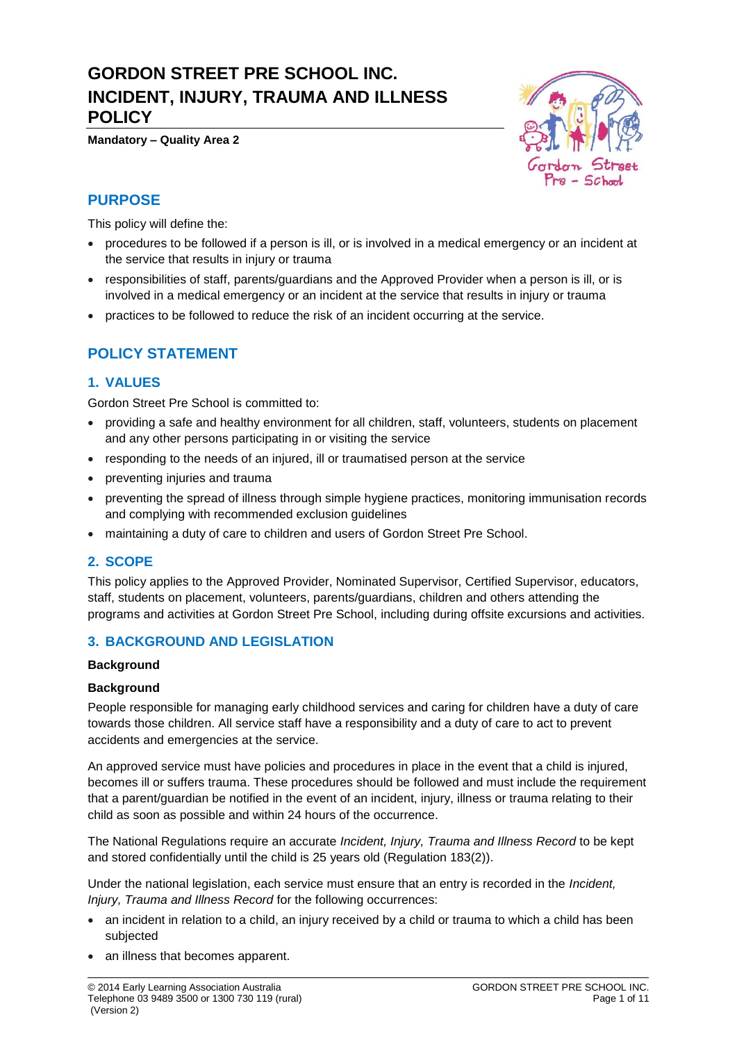# GORDON STREET PRE SCHOOL INC. INCIDENT, INJURY, TRAUMA AND ILLNESS POLICY

**Mandatory – Quality Area 2**

## PURPOSE

This policy will define the:

- procedures to be followed if a person is ill, or is involved in a medical emergency or an incident at the service that results in injury or trauma
- responsibilities of staff, parents/guardians and the Approved Provider when a person is ill, or is involved in a medical emergency or an incident at the service that results in injury or trauma
- practices to be followed to reduce the risk of an incident occurring at the service.

## POLICY STATEMENT

### 1. VALUES

Gordon Street Pre School is committed to:

- providing a safe and healthy environment for all children, staff, volunteers, students on placement and any other persons participating in or visiting the service
- responding to the needs of an injured, ill or traumatised person at the service
- preventing injuries and trauma
- preventing the spread of illness through simple hygiene practices, monitoring immunisation records and complying with recommended exclusion guidelines
- maintaining a duty of care to children and users of Gordon Street Pre School.

### 2. SCOPE

This policy applies to the Approved Provider, Nominated Supervisor, Certified Supervisor, educators, staff, students on placement, volunteers, parents/guardians, children and others attending the programs and activities at Gordon Street Pre School, including during offsite excursions and activities.

### 3. BACKGROUND AND LEGISLATION

**Background**

**Background**

People responsible for managing early childhood services and caring for children have a duty of care towards those children. All service staff have a responsibility and a duty of care to act to prevent accidents and emergencies at the service.

An approved service must have policies and procedures in place in the event that a child is injured, becomes ill or suffers trauma. These procedures should be followed and must include the requirement that a parent/guardian be notified in the event of an incident, injury, illness or trauma relating to their child as soon as possible and within 24 hours of the occurrence.

The National Regulations require an accurate *Incident, Injury, Trauma and Illness Record* to be kept and stored confidentially until the child is 25 years old (Regulation 183(2)).

Under the national legislation, each service must ensure that an entry is recorded in the *Incident, Injury, Trauma and Illness Record* for the following occurrences:

- an incident in relation to a child, an injury received by a child or trauma to which a child has been subjected
- an illness that becomes apparent.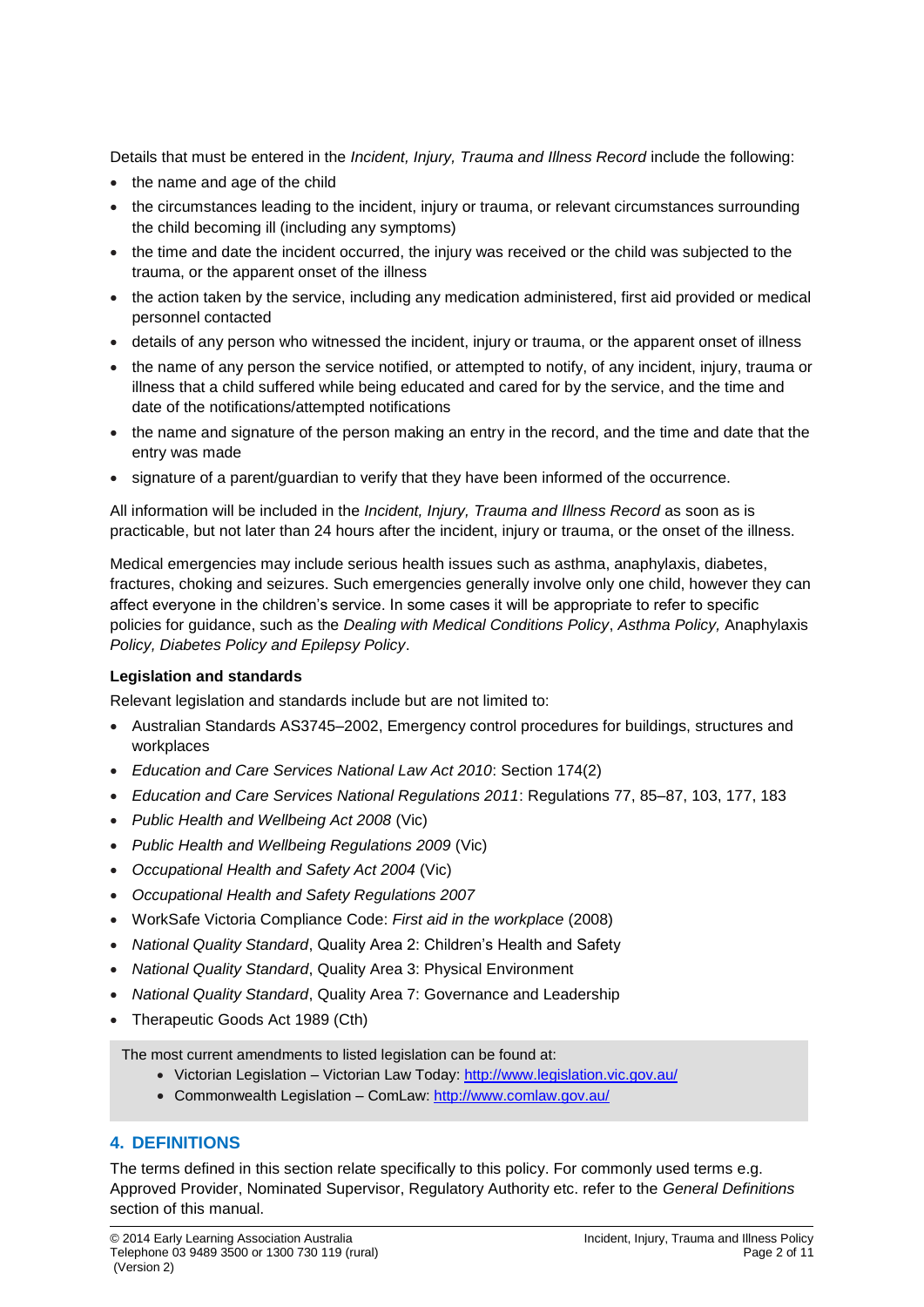Details that must be entered in the *Incident, Injury, Trauma and Illness Record* include the following:

- the name and age of the child
- the circumstances leading to the incident, injury or trauma, or relevant circumstances surrounding the child becoming ill (including any symptoms)
- the time and date the incident occurred, the injury was received or the child was subjected to the trauma, or the apparent onset of the illness
- the action taken by the service, including any medication administered, first aid provided or medical personnel contacted
- details of any person who witnessed the incident, injury or trauma, or the apparent onset of illness
- the name of any person the service notified, or attempted to notify, of any incident, injury, trauma or illness that a child suffered while being educated and cared for by the service, and the time and date of the notifications/attempted notifications
- the name and signature of the person making an entry in the record, and the time and date that the entry was made
- signature of a parent/guardian to verify that they have been informed of the occurrence.

All information will be included in the *Incident, Injury, Trauma and Illness Record* as soon as is practicable, but not later than 24 hours after the incident, injury or trauma, or the onset of the illness.

Medical emergencies may include serious health issues such as asthma, anaphylaxis, diabetes, fractures, choking and seizures. Such emergencies generally involve only one child, however they can affect everyone in the children's service. In some cases it will be appropriate to refer to specific policies for guidance, such as the *Dealing with Medical Conditions Policy*, *Asthma Policy,* Anaphylaxis *Policy, Diabetes Policy and Epilepsy Policy*.

**Legislation and standards**

Relevant legislation and standards include but are not limited to:

- Australian Standards AS3745–2002, Emergency control procedures for buildings, structures and workplaces
- *Education and Care Services National Law Act 2010*: Section 174(2)
- *Education and Care Services National Regulations 2011*: Regulations 77, 85–87, 103, 177, 183
- *Public Health and Wellbeing Act 2008* (Vic)
- *Public Health and Wellbeing Regulations 2009* (Vic)
- *Occupational Health and Safety Act 2004* (Vic)
- *Occupational Health and Safety Regulations 2007*
- WorkSafe Victoria Compliance Code: *First aid in the workplace* (2008)
- *National Quality Standard*, Quality Area 2: Children's Health and Safety
- *National Quality Standard*, Quality Area 3: Physical Environment
- *National Quality Standard*, Quality Area 7: Governance and Leadership
- Therapeutic Goods Act 1989 (Cth)

The most current amendments to listed legislation can be found at:

- Victorian Legislation – Victorian Law Today: http://www.legislation.vic.gov.au/
- Commonwealth Legislation – ComLaw: http://www.comlaw.gov.au/

## 4. DEFINITIONS

The terms defined in this section relate specifically to this policy. For commonly used terms e.g. Approved Provider, Nominated Supervisor, Regulatory Authority etc. refer to the *General Definitions* section of this manual.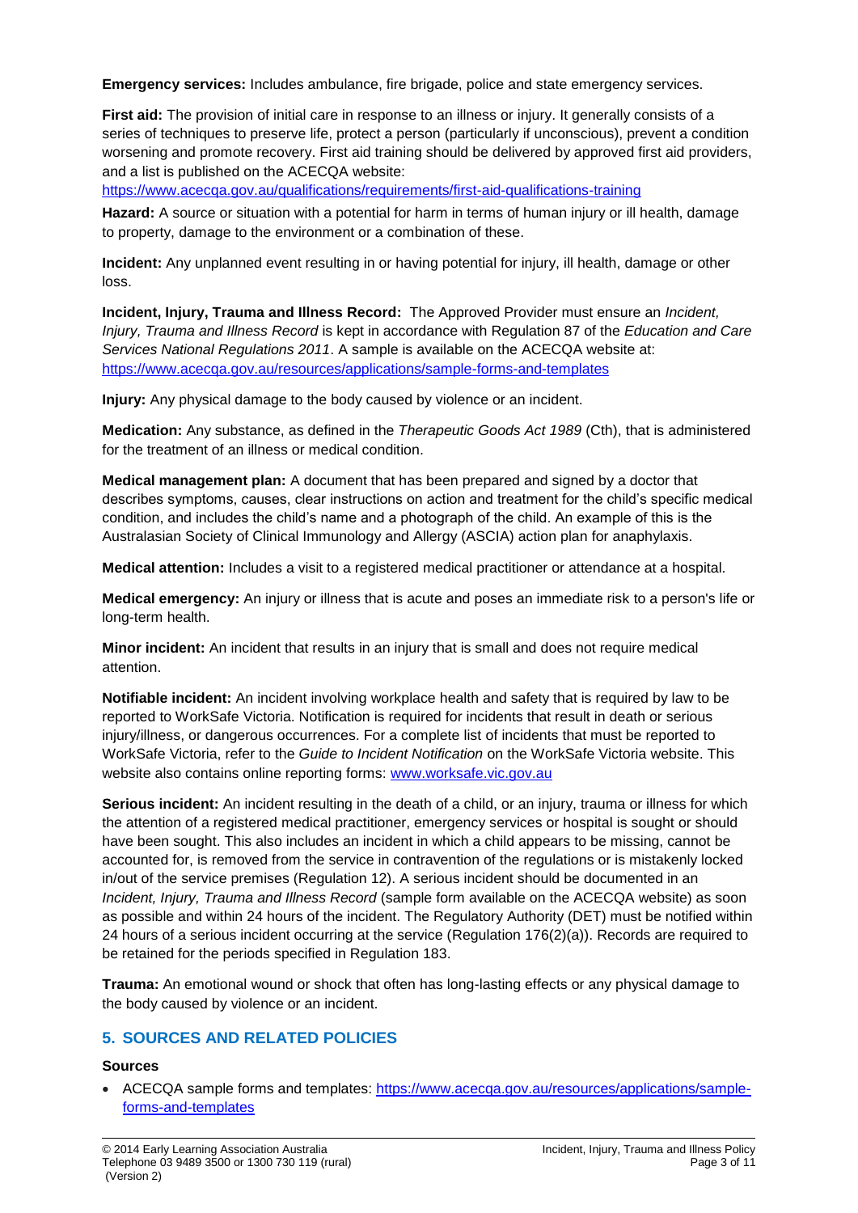**Emergency services:** Includes ambulance, fire brigade, police and state emergency services.

**First aid:** The provision of initial care in response to an illness or injury. It generally consists of a series of techniques to preserve life, protect a person (particularly if unconscious), prevent a condition worsening and promote recovery. First aid training should be delivered by approved first aid providers, and a list is published on the ACECQA website: https://www.acecqa.gov.au/qualifications/requirements/first-aid-qualifications-training

**Hazard:** A source or situation with a potential for harm in terms of human injury or ill health, damage to property, damage to the environment or a combination of these.

**Incident:** Any unplanned event resulting in or having potential for injury, ill health, damage or other loss.

**Incident, Injury, Trauma and Illness Record:** The Approved Provider must ensure an *Incident, Injury, Trauma and Illness Record* is kept in accordance with Regulation 87 of the *Education and Care Services National Regulations 2011*. A sample is available on the ACECQA website at: https://www.acecqa.gov.au/resources/applications/sample-forms-and-templates

**Injury:** Any physical damage to the body caused by violence or an incident.

**Medication:** Any substance, as defined in the *Therapeutic Goods Act 1989* (Cth), that is administered for the treatment of an illness or medical condition.

**Medical management plan:** A document that has been prepared and signed by a doctor that describes symptoms, causes, clear instructions on action and treatment for the child's specific medical condition, and includes the child's name and a photograph of the child. An example of this is the Australasian Society of Clinical Immunology and Allergy (ASCIA) action plan for anaphylaxis.

**Medical attention:** Includes a visit to a registered medical practitioner or attendance at a hospital.

**Medical emergency:** An injury or illness that is acute and poses an immediate risk to a person's life or long-term health.

**Minor incident:** An incident that results in an injury that is small and does not require medical attention.

**Notifiable incident:** An incident involving workplace health and safety that is required by law to be reported to WorkSafe Victoria. Notification is required for incidents that result in death or serious injury/illness, or dangerous occurrences. For a complete list of incidents that must be reported to WorkSafe Victoria, refer to the *Guide to Incident Notification* on the WorkSafe Victoria website. This website also contains online reporting forms: www.worksafe.vic.gov.au

**Serious incident:** An incident resulting in the death of a child, or an injury, trauma or illness for which the attention of a registered medical practitioner, emergency services or hospital is sought or should have been sought. This also includes an incident in which a child appears to be missing, cannot be accounted for, is removed from the service in contravention of the regulations or is mistakenly locked in/out of the service premises (Regulation 12). A serious incident should be documented in an *Incident, Injury, Trauma and Illness Record* (sample form available on the ACECQA website) as soon as possible and within 24 hours of the incident. The Regulatory Authority (DET) must be notified within 24 hours of a serious incident occurring at the service (Regulation 176(2)(a)). Records are required to be retained for the periods specified in Regulation 183.

**Trauma:** An emotional wound or shock that often has long-lasting effects or any physical damage to the body caused by violence or an incident.

## 5. SOURCES AND RELATED POLICIES

### Sources

- ACECQA sample forms and templates: https://www.acecqa.gov.au/resources/applications/sample-forms-and-templates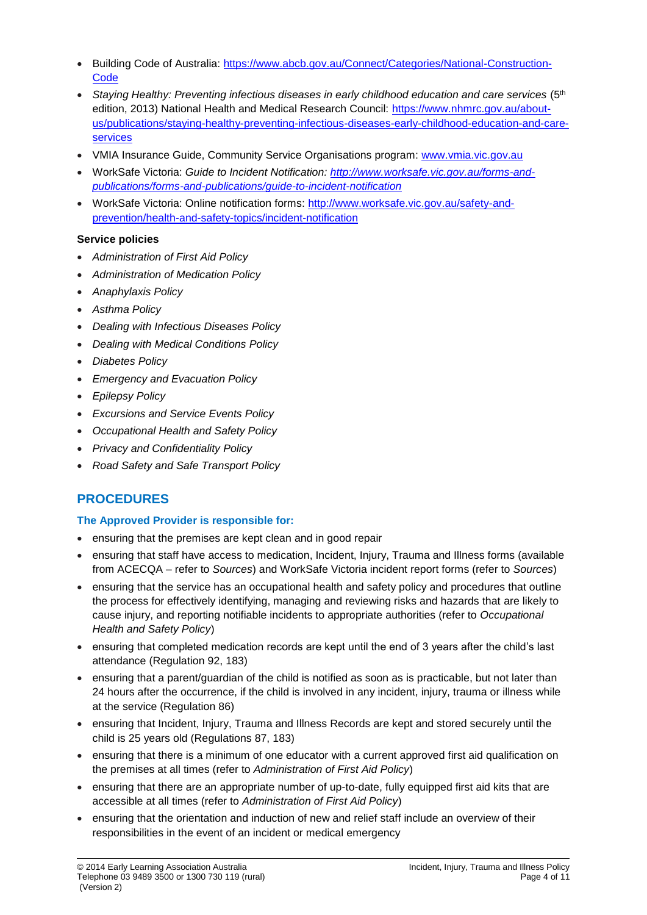- Building Code of Australia: https://www.abcb.gov.au/Connect/Categories/National-Construction-Code
- *Staying Healthy: Preventing infectious diseases in early childhood education and care services* (5th edition, 2013) National Health and Medical Research Council: https://www.nhmrc.gov.au/about-us/publications/staying-healthy-preventing-infectious-diseases-early-childhood-education-and-care-services
- VMIA Insurance Guide, Community Service Organisations program: www.vmia.vic.gov.au
- WorkSafe Victoria: *Guide to Incident Notification: http://www.worksafe.vic.gov.au/forms-and-publications/forms-and-publications/guide-to-incident-notification*
- WorkSafe Victoria: Online notification forms: http://www.worksafe.vic.gov.au/safety-and-prevention/health-and-safety-topics/incident-notification

**Service policies**

- *Administration of First Aid Policy*
- *Administration of Medication Policy*
- *Anaphylaxis Policy*
- *Asthma Policy*
- *Dealing with Infectious Diseases Policy*
- *Dealing with Medical Conditions Policy*
- *Diabetes Policy*
- *Emergency and Evacuation Policy*
- *Epilepsy Policy*
- *Excursions and Service Events Policy*
- *Occupational Health and Safety Policy*
- *Privacy and Confidentiality Policy*
- *Road Safety and Safe Transport Policy*

## PROCEDURES

### The Approved Provider is responsible for:

- ensuring that the premises are kept clean and in good repair
- ensuring that staff have access to medication, Incident, Injury, Trauma and Illness forms (available from ACECQA – refer to *Sources*) and WorkSafe Victoria incident report forms (refer to *Sources*)
- ensuring that the service has an occupational health and safety policy and procedures that outline the process for effectively identifying, managing and reviewing risks and hazards that are likely to cause injury, and reporting notifiable incidents to appropriate authorities (refer to *Occupational Health and Safety Policy*)
- ensuring that completed medication records are kept until the end of 3 years after the child's last attendance (Regulation 92, 183)
- ensuring that a parent/guardian of the child is notified as soon as is practicable, but not later than 24 hours after the occurrence, if the child is involved in any incident, injury, trauma or illness while at the service (Regulation 86)
- ensuring that Incident, Injury, Trauma and Illness Records are kept and stored securely until the child is 25 years old (Regulations 87, 183)
- ensuring that there is a minimum of one educator with a current approved first aid qualification on the premises at all times (refer to *Administration of First Aid Policy*)
- ensuring that there are an appropriate number of up-to-date, fully equipped first aid kits that are accessible at all times (refer to *Administration of First Aid Policy*)
- ensuring that the orientation and induction of new and relief staff include an overview of their responsibilities in the event of an incident or medical emergency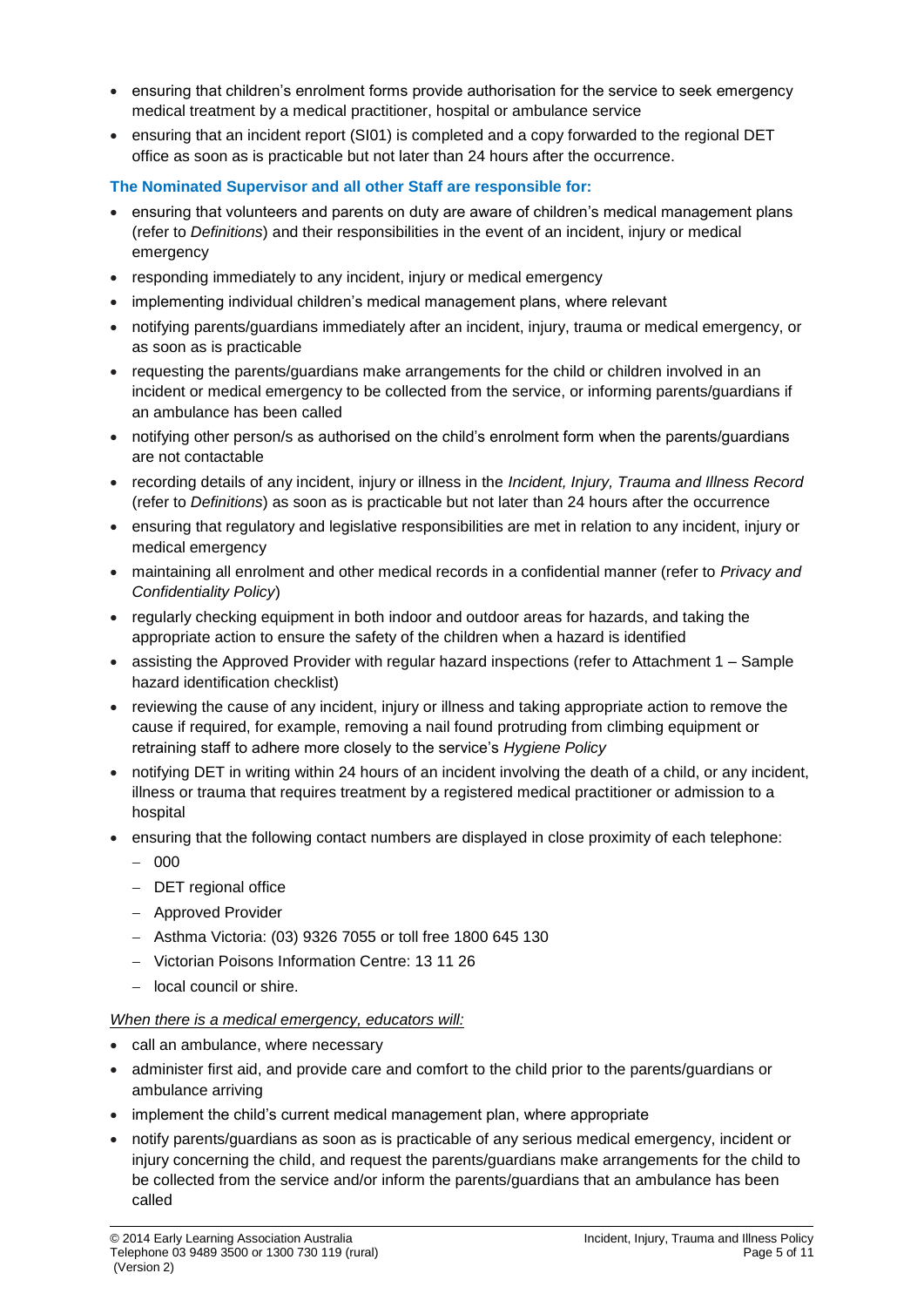- ensuring that children's enrolment forms provide authorisation for the service to seek emergency medical treatment by a medical practitioner, hospital or ambulance service
- ensuring that an incident report (SI01) is completed and a copy forwarded to the regional DET office as soon as is practicable but not later than 24 hours after the occurrence.

**The Nominated Supervisor and all other Staff are responsible for:**

- ensuring that volunteers and parents on duty are aware of children's medical management plans (refer to *Definitions*) and their responsibilities in the event of an incident, injury or medical emergency
- responding immediately to any incident, injury or medical emergency
- implementing individual children's medical management plans, where relevant
- notifying parents/guardians immediately after an incident, injury, trauma or medical emergency, or as soon as is practicable
- requesting the parents/guardians make arrangements for the child or children involved in an incident or medical emergency to be collected from the service, or informing parents/guardians if an ambulance has been called
- notifying other person/s as authorised on the child's enrolment form when the parents/guardians are not contactable
- recording details of any incident, injury or illness in the *Incident, Injury, Trauma and Illness Record* (refer to *Definitions*) as soon as is practicable but not later than 24 hours after the occurrence
- ensuring that regulatory and legislative responsibilities are met in relation to any incident, injury or medical emergency
- maintaining all enrolment and other medical records in a confidential manner (refer to *Privacy and Confidentiality Policy*)
- regularly checking equipment in both indoor and outdoor areas for hazards, and taking the appropriate action to ensure the safety of the children when a hazard is identified
- assisting the Approved Provider with regular hazard inspections (refer to Attachment 1 – Sample hazard identification checklist)
- reviewing the cause of any incident, injury or illness and taking appropriate action to remove the cause if required, for example, removing a nail found protruding from climbing equipment or retraining staff to adhere more closely to the service's *Hygiene Policy*
- notifying DET in writing within 24 hours of an incident involving the death of a child, or any incident, illness or trauma that requires treatment by a registered medical practitioner or admission to a hospital
- ensuring that the following contact numbers are displayed in close proximity of each telephone:
  - 000
  - DET regional office
  - Approved Provider
  - Asthma Victoria: (03) 9326 7055 or toll free 1800 645 130
  - Victorian Poisons Information Centre: 13 11 26
  - local council or shire.

*When there is a medical emergency, educators will:*

- call an ambulance, where necessary
- administer first aid, and provide care and comfort to the child prior to the parents/guardians or ambulance arriving
- implement the child's current medical management plan, where appropriate
- notify parents/guardians as soon as is practicable of any serious medical emergency, incident or injury concerning the child, and request the parents/guardians make arrangements for the child to be collected from the service and/or inform the parents/guardians that an ambulance has been called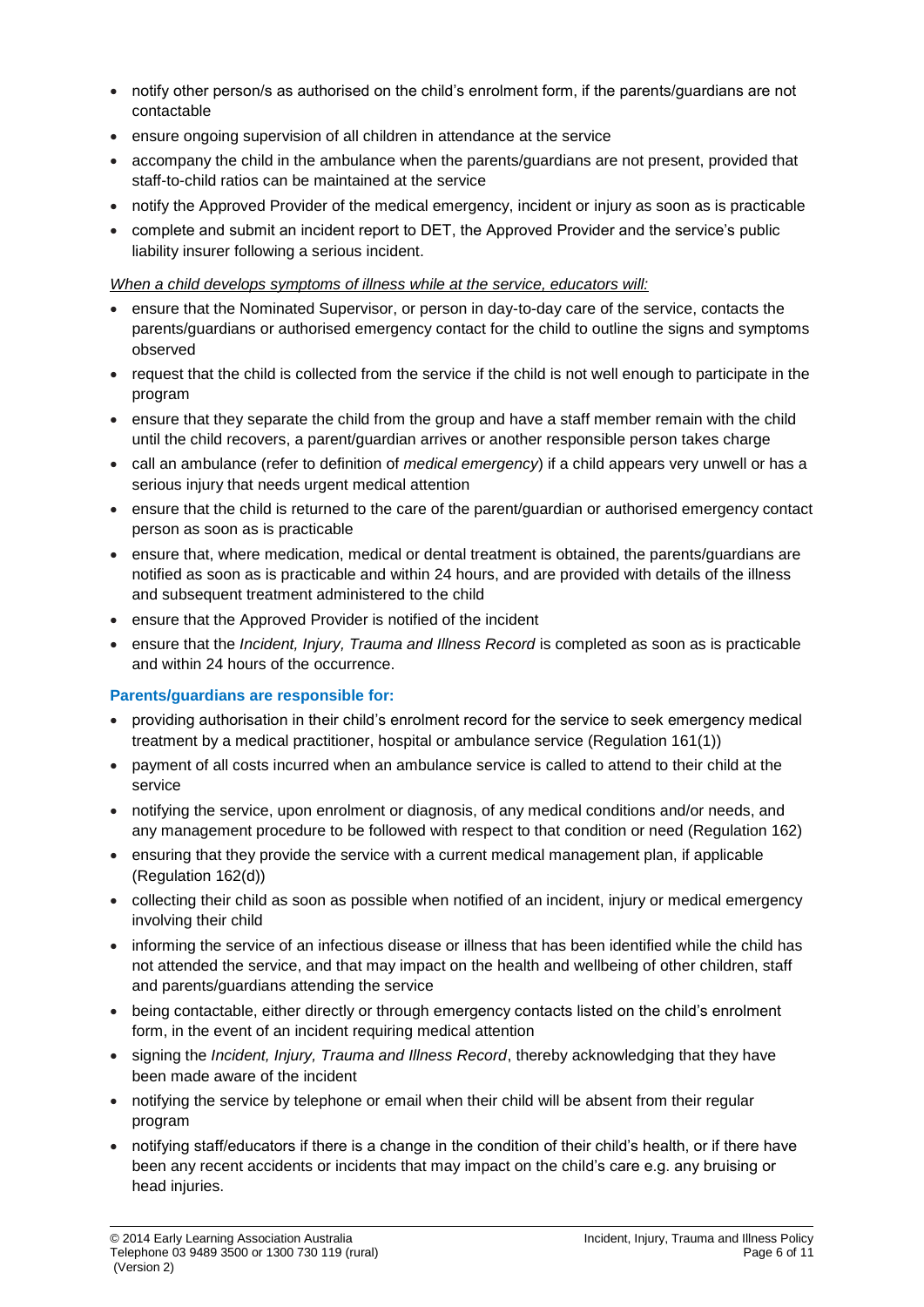- notify other person/s as authorised on the child's enrolment form, if the parents/guardians are not contactable
- ensure ongoing supervision of all children in attendance at the service
- accompany the child in the ambulance when the parents/guardians are not present, provided that staff-to-child ratios can be maintained at the service
- notify the Approved Provider of the medical emergency, incident or injury as soon as is practicable
- complete and submit an incident report to DET, the Approved Provider and the service's public liability insurer following a serious incident.

*When a child develops symptoms of illness while at the service, educators will:*

- ensure that the Nominated Supervisor, or person in day-to-day care of the service, contacts the parents/guardians or authorised emergency contact for the child to outline the signs and symptoms observed
- request that the child is collected from the service if the child is not well enough to participate in the program
- ensure that they separate the child from the group and have a staff member remain with the child until the child recovers, a parent/guardian arrives or another responsible person takes charge
- call an ambulance (refer to definition of *medical emergency*) if a child appears very unwell or has a serious injury that needs urgent medical attention
- ensure that the child is returned to the care of the parent/guardian or authorised emergency contact person as soon as is practicable
- ensure that, where medication, medical or dental treatment is obtained, the parents/guardians are notified as soon as is practicable and within 24 hours, and are provided with details of the illness and subsequent treatment administered to the child
- ensure that the Approved Provider is notified of the incident
- ensure that the *Incident, Injury, Trauma and Illness Record* is completed as soon as is practicable and within 24 hours of the occurrence.

**Parents/guardians are responsible for:**

- providing authorisation in their child's enrolment record for the service to seek emergency medical treatment by a medical practitioner, hospital or ambulance service (Regulation 161(1))
- payment of all costs incurred when an ambulance service is called to attend to their child at the service
- notifying the service, upon enrolment or diagnosis, of any medical conditions and/or needs, and any management procedure to be followed with respect to that condition or need (Regulation 162)
- ensuring that they provide the service with a current medical management plan, if applicable (Regulation 162(d))
- collecting their child as soon as possible when notified of an incident, injury or medical emergency involving their child
- informing the service of an infectious disease or illness that has been identified while the child has not attended the service, and that may impact on the health and wellbeing of other children, staff and parents/guardians attending the service
- being contactable, either directly or through emergency contacts listed on the child's enrolment form, in the event of an incident requiring medical attention
- signing the *Incident, Injury, Trauma and Illness Record*, thereby acknowledging that they have been made aware of the incident
- notifying the service by telephone or email when their child will be absent from their regular program
- notifying staff/educators if there is a change in the condition of their child's health, or if there have been any recent accidents or incidents that may impact on the child's care e.g. any bruising or head injuries.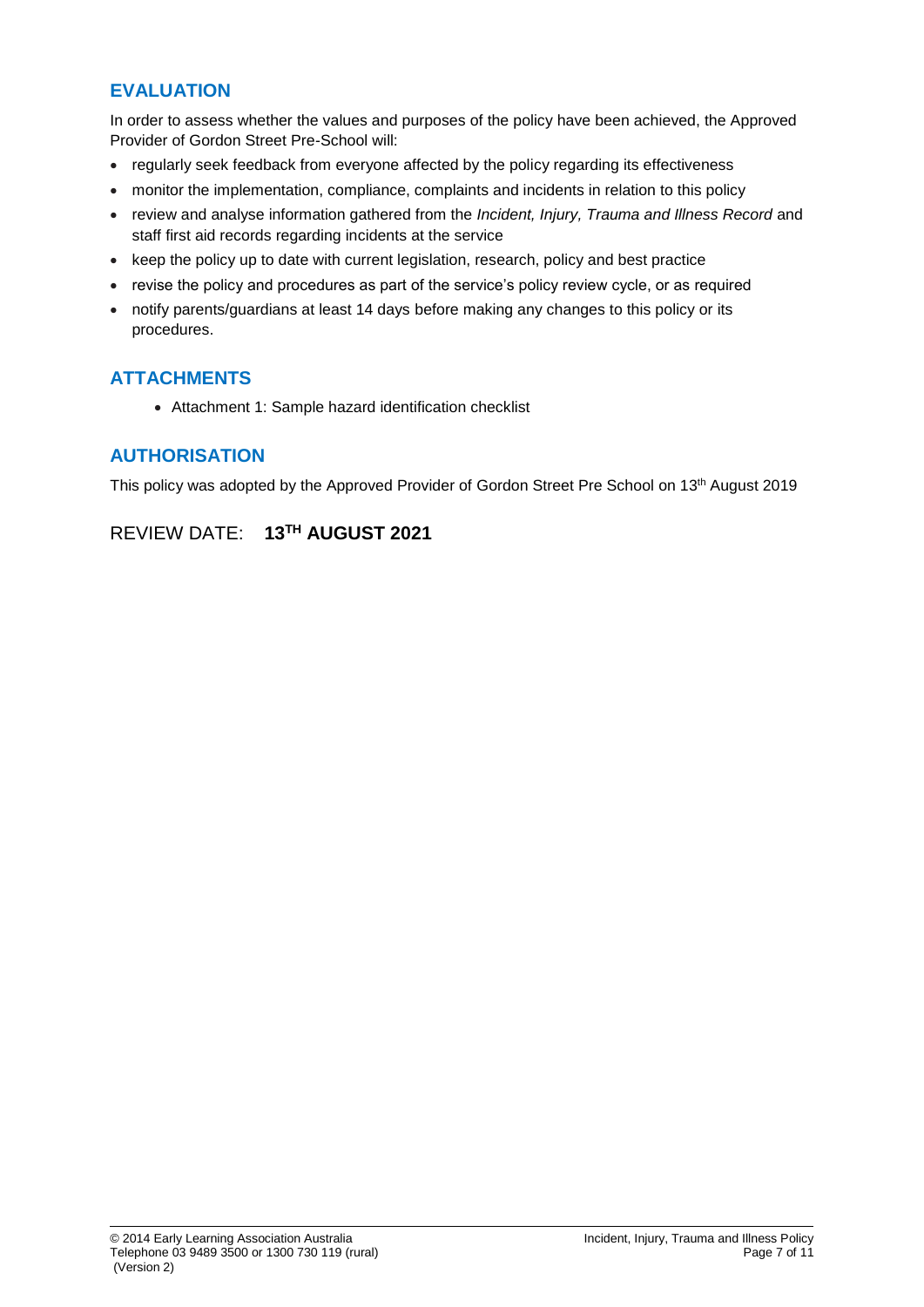## EVALUATION

In order to assess whether the values and purposes of the policy have been achieved, the Approved Provider of Gordon Street Pre-School will:

- regularly seek feedback from everyone affected by the policy regarding its effectiveness
- monitor the implementation, compliance, complaints and incidents in relation to this policy
- review and analyse information gathered from the *Incident, Injury, Trauma and Illness Record* and staff first aid records regarding incidents at the service
- keep the policy up to date with current legislation, research, policy and best practice
- revise the policy and procedures as part of the service's policy review cycle, or as required
- notify parents/guardians at least 14 days before making any changes to this policy or its procedures.

## ATTACHMENTS

- Attachment 1: Sample hazard identification checklist

## AUTHORISATION

This policy was adopted by the Approved Provider of Gordon Street Pre School on 13th August 2019

REVIEW DATE: **13TH AUGUST 2021**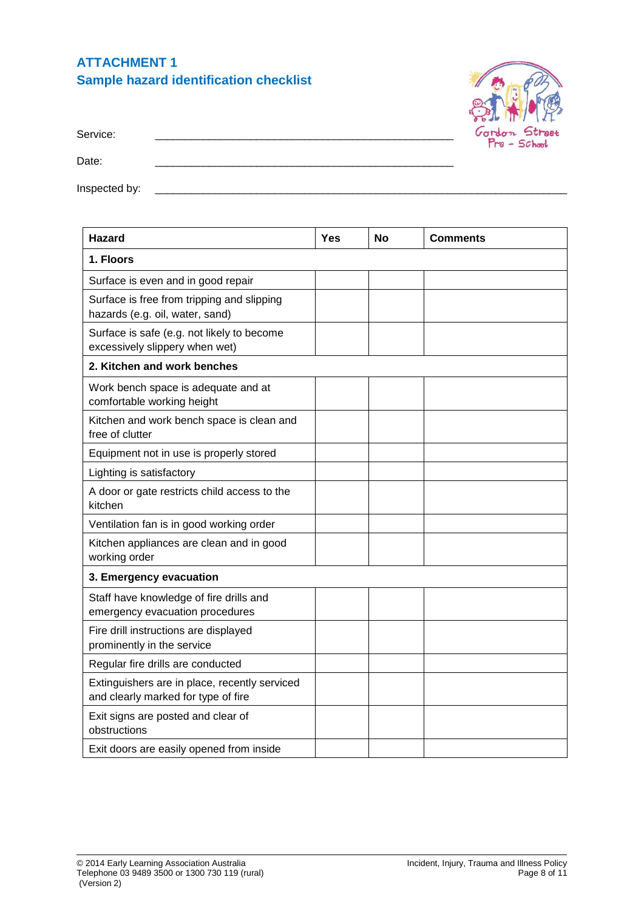## ATTACHMENT 1
## Sample hazard identification checklist

Service: ____________________________________________

Date: ____________________________________________

Inspected by: ____________________________________________________________

| Hazard | Yes | No | Comments |
|---|---|---|---|
| **1. Floors** | | | |
| Surface is even and in good repair | | | |
| Surface is free from tripping and slipping hazards (e.g. oil, water, sand) | | | |
| Surface is safe (e.g. not likely to become excessively slippery when wet) | | | |
| **2. Kitchen and work benches** | | | |
| Work bench space is adequate and at comfortable working height | | | |
| Kitchen and work bench space is clean and free of clutter | | | |
| Equipment not in use is properly stored | | | |
| Lighting is satisfactory | | | |
| A door or gate restricts child access to the kitchen | | | |
| Ventilation fan is in good working order | | | |
| Kitchen appliances are clean and in good working order | | | |
| **3. Emergency evacuation** | | | |
| Staff have knowledge of fire drills and emergency evacuation procedures | | | |
| Fire drill instructions are displayed prominently in the service | | | |
| Regular fire drills are conducted | | | |
| Extinguishers are in place, recently serviced and clearly marked for type of fire | | | |
| Exit signs are posted and clear of obstructions | | | |
| Exit doors are easily opened from inside | | | |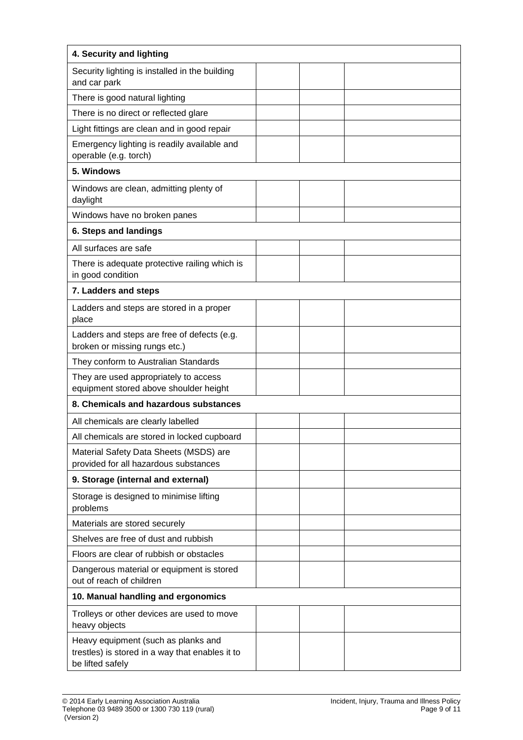| **4. Security and lighting** | | | |
|---|---|---|---|
| Security lighting is installed in the building and car park | | | |
| There is good natural lighting | | | |
| There is no direct or reflected glare | | | |
| Light fittings are clean and in good repair | | | |
| Emergency lighting is readily available and operable (e.g. torch) | | | |
| **5. Windows** | | | |
| Windows are clean, admitting plenty of daylight | | | |
| Windows have no broken panes | | | |
| **6. Steps and landings** | | | |
| All surfaces are safe | | | |
| There is adequate protective railing which is in good condition | | | |
| **7. Ladders and steps** | | | |
| Ladders and steps are stored in a proper place | | | |
| Ladders and steps are free of defects (e.g. broken or missing rungs etc.) | | | |
| They conform to Australian Standards | | | |
| They are used appropriately to access equipment stored above shoulder height | | | |
| **8. Chemicals and hazardous substances** | | | |
| All chemicals are clearly labelled | | | |
| All chemicals are stored in locked cupboard | | | |
| Material Safety Data Sheets (MSDS) are provided for all hazardous substances | | | |
| **9. Storage (internal and external)** | | | |
| Storage is designed to minimise lifting problems | | | |
| Materials are stored securely | | | |
| Shelves are free of dust and rubbish | | | |
| Floors are clear of rubbish or obstacles | | | |
| Dangerous material or equipment is stored out of reach of children | | | |
| **10. Manual handling and ergonomics** | | | |
| Trolleys or other devices are used to move heavy objects | | | |
| Heavy equipment (such as planks and trestles) is stored in a way that enables it to be lifted safely | | | |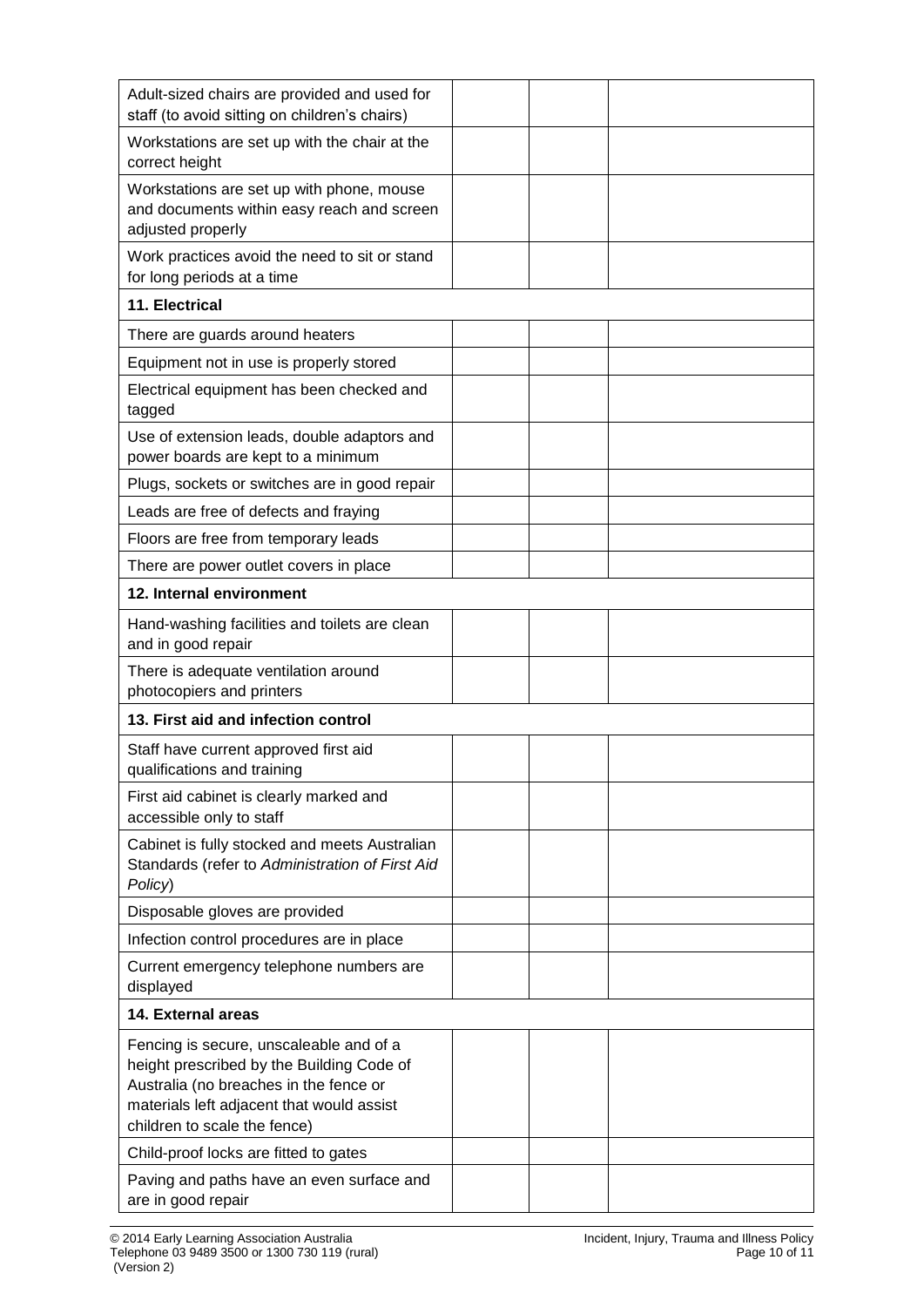| | | | |
|---|---|---|---|
| Adult-sized chairs are provided and used for staff (to avoid sitting on children's chairs) | | | |
| Workstations are set up with the chair at the correct height | | | |
| Workstations are set up with phone, mouse and documents within easy reach and screen adjusted properly | | | |
| Work practices avoid the need to sit or stand for long periods at a time | | | |
| **11. Electrical** | | | |
| There are guards around heaters | | | |
| Equipment not in use is properly stored | | | |
| Electrical equipment has been checked and tagged | | | |
| Use of extension leads, double adaptors and power boards are kept to a minimum | | | |
| Plugs, sockets or switches are in good repair | | | |
| Leads are free of defects and fraying | | | |
| Floors are free from temporary leads | | | |
| There are power outlet covers in place | | | |
| **12. Internal environment** | | | |
| Hand-washing facilities and toilets are clean and in good repair | | | |
| There is adequate ventilation around photocopiers and printers | | | |
| **13. First aid and infection control** | | | |
| Staff have current approved first aid qualifications and training | | | |
| First aid cabinet is clearly marked and accessible only to staff | | | |
| Cabinet is fully stocked and meets Australian Standards (refer to *Administration of First Aid Policy*) | | | |
| Disposable gloves are provided | | | |
| Infection control procedures are in place | | | |
| Current emergency telephone numbers are displayed | | | |
| **14. External areas** | | | |
| Fencing is secure, unscaleable and of a height prescribed by the Building Code of Australia (no breaches in the fence or materials left adjacent that would assist children to scale the fence) | | | |
| Child-proof locks are fitted to gates | | | |
| Paving and paths have an even surface and are in good repair | | | |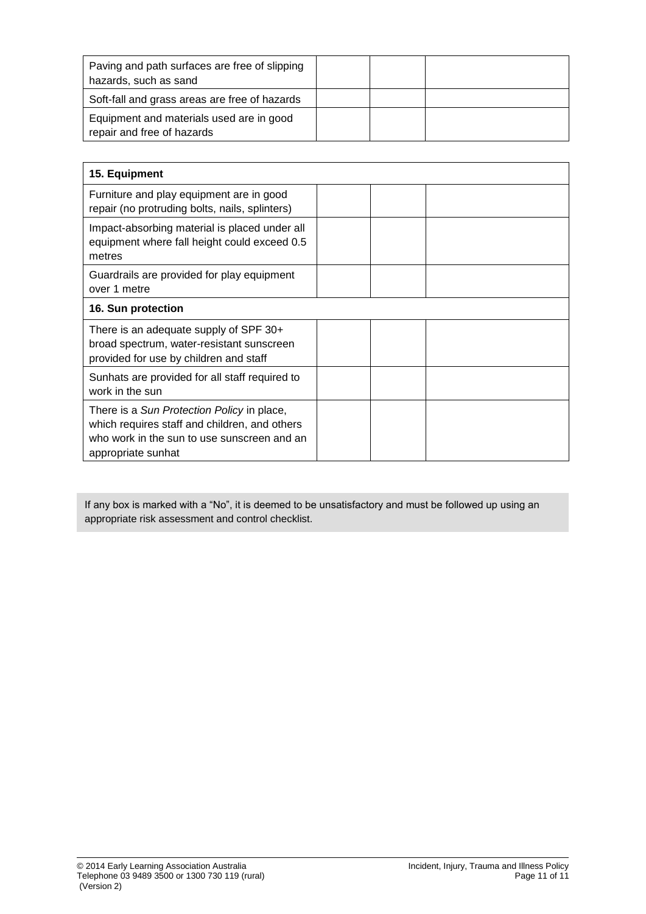| | | | |
|---|---|---|---|
| Paving and path surfaces are free of slipping hazards, such as sand | | | |
| Soft-fall and grass areas are free of hazards | | | |
| Equipment and materials used are in good repair and free of hazards | | | |

| | | | |
|---|---|---|---|
| **15. Equipment** | | | |
| Furniture and play equipment are in good repair (no protruding bolts, nails, splinters) | | | |
| Impact-absorbing material is placed under all equipment where fall height could exceed 0.5 metres | | | |
| Guardrails are provided for play equipment over 1 metre | | | |
| **16. Sun protection** | | | |
| There is an adequate supply of SPF 30+ broad spectrum, water-resistant sunscreen provided for use by children and staff | | | |
| Sunhats are provided for all staff required to work in the sun | | | |
| There is a *Sun Protection Policy* in place, which requires staff and children, and others who work in the sun to use sunscreen and an appropriate sunhat | | | |

If any box is marked with a "No", it is deemed to be unsatisfactory and must be followed up using an appropriate risk assessment and control checklist.